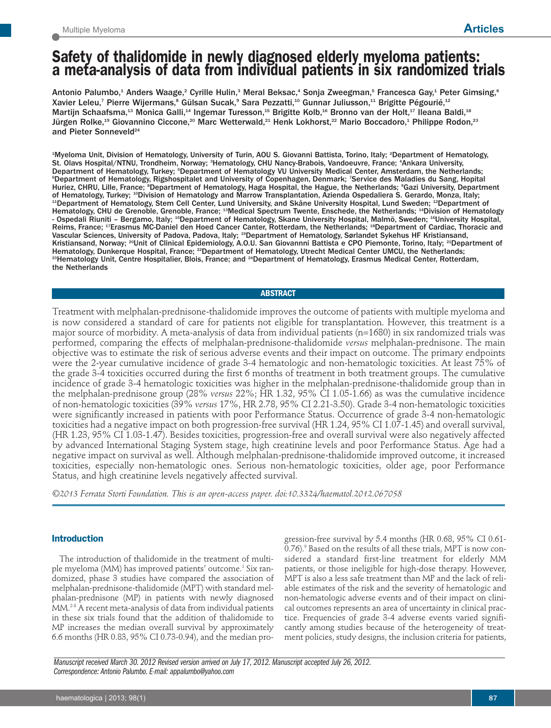# Safety of thalidomide in newly diagnosed elderly myeloma patients: a meta-analysis of data from individual patients in six randomized trials

Antonio Palumbo,[1] Anders Waage,[2] Cyrille Hulin,[3] Meral Beksac,[4] Sonja Zweegman,[5] Francesca Gay,[1] Peter Gimsing,[6] Xavier Leleu,[7] Pierre Wijermans,[8] Gülsan Sucak,[9] Sara Pezzatti,[10] Gunnar Juliusson,[11] Brigitte Pégourié,[12] Martijn Schaafsma,[13] Monica Galli,[14] Ingemar Turesson,[15] Brigitte Kolb,[16] Bronno van der Holt,[17] Ileana Baldi,[18] Jürgen Rolke,[19] Giovannino Ciccone,[20] Marc Wetterwald,[21] Henk Lokhorst,[22] Mario Boccadoro,[1] Philippe Rodon,[23] and Pieter Sonneveld[24]

[1]Myeloma Unit, Division of Hematology, University of Turin, AOU S. Giovanni Battista, Torino, Italy; [2]Department of Hematology, St. Olavs Hospital/NTNU, Trondheim, Norway; [3]Hematology, CHU Nancy-Brabois, Vandoeuvre, France; [4]Ankara University, Department of Hematology, Turkey; [5]Department of Hematology VU University Medical Center, Amsterdam, the Netherlands; [6]Department of Hematology, Rigshospitalet and University of Copenhagen, Denmark; [7]Service des Maladies du Sang, Hopital Huriez, CHRU, Lille, France; [8]Department of Hematology, Haga Hospital, the Hague, the Netherlands; [9]Gazi University, Department of Hematology, Turkey; [10]Division of Hematology and Marrow Transplantation, Azienda Ospedaliera S. Gerardo, Monza, Italy; [11]Department of Hematology, Stem Cell Center, Lund University, and Skåne University Hospital, Lund Sweden; [12]Department of Hematology, CHU de Grenoble, Grenoble, France; [13]Medical Spectrum Twente, Enschede, the Netherlands; [14]Division of Hematology - Ospedali Riuniti – Bergamo, Italy; [15]Department of Hematology, Skane University Hospital, Malmö, Sweden; [16]University Hospital, Reims, France; [17]Erasmus MC-Daniel den Hoed Cancer Canter, Rotterdam, the Netherlands; [18]Department of Cardiac, Thoracic and Vascular Sciences, University of Padova, Padova, Italy; [19]Department of Hematology, Sørlandet Sykehus HF Kristiansand, Kristiansand, Norway; [20]Unit of Clinical Epidemiology, A.O.U. San Giovannni Battista e CPO Piemonte, Torino, Italy; [21]Department of Hematology, Dunkerque Hospital, France; [22]Department of Hematology, Utrecht Medical Center UMCU, the Netherlands; [23]Hematology Unit, Centre Hospitalier, Blois, France; and [24]Department of Hematology, Erasmus Medical Center, Rotterdam, the Netherlands

## ABSTRACT

Treatment with melphalan-prednisone-thalidomide improves the outcome of patients with multiple myeloma and is now considered a standard of care for patients not eligible for transplantation. However, this treatment is a major source of morbidity. A meta-analysis of data from individual patients (n=1680) in six randomized trials was performed, comparing the effects of melphalan-prednisone-thalidomide *versus* melphalan-prednisone. The main objective was to estimate the risk of serious adverse events and their impact on outcome. The primary endpoints were the 2-year cumulative incidence of grade 3-4 hematologic and non-hematologic toxicities. At least 75% of the grade 3-4 toxicities occurred during the first 6 months of treatment in both treatment groups. The cumulative incidence of grade 3-4 hematologic toxicities was higher in the melphalan-prednisone-thalidomide group than in the melphalan-prednisone group (28% *versus* 22%; HR 1.32, 95% CI 1.05-1.66) as was the cumulative incidence of non-hematologic toxicities (39% *versus* 17%, HR 2.78, 95% CI 2.21-3.50). Grade 3-4 non-hematologic toxicities were significantly increased in patients with poor Performance Status. Occurrence of grade 3-4 non-hematologic toxicities had a negative impact on both progression-free survival (HR 1.24, 95% CI 1.07-1.45) and overall survival, (HR 1.23, 95% CI 1.03-1.47). Besides toxicities, progression-free and overall survival were also negatively affected by advanced International Staging System stage, high creatinine levels and poor Performance Status. Age had a negative impact on survival as well. Although melphalan-prednisone-thalidomide improved outcome, it increased toxicities, especially non-hematologic ones. Serious non-hematologic toxicities, older age, poor Performance Status, and high creatinine levels negatively affected survival.

*©2013 Ferrata Storti Foundation. This is an open-access paper. doi:10.3324/haematol.2012.067058*

## Introduction

The introduction of thalidomide in the treatment of multiple myeloma (MM) has improved patients' outcome.[1] Six randomized, phase 3 studies have compared the association of melphalan-prednisone-thalidomide (MPT) with standard melphalan-prednisone (MP) in patients with newly diagnosed MM.[2-8] A recent meta-analysis of data from individual patients in these six trials found that the addition of thalidomide to MP increases the median overall survival by approximately 6.6 months (HR 0.83, 95% CI 0.73-0.94), and the median progression-free survival by 5.4 months (HR 0.68, 95% CI 0.61-0.76).[9] Based on the results of all these trials, MPT is now considered a standard first-line treatment for elderly MM patients, or those ineligible for high-dose therapy. However, MPT is also a less safe treatment than MP and the lack of reliable estimates of the risk and the severity of hematologic and non-hematologic adverse events and of their impact on clinical outcomes represents an area of uncertainty in clinical practice. Frequencies of grade 3-4 adverse events varied significantly among studies because of the heterogeneity of treatment policies, study designs, the inclusion criteria for patients,

Manuscript received March 30. 2012 Revised version arrived on July 17, 2012. Manuscript accepted July 26, 2012.
Correspondence: Antonio Palumbo. E-mail: appalumbo@yahoo.com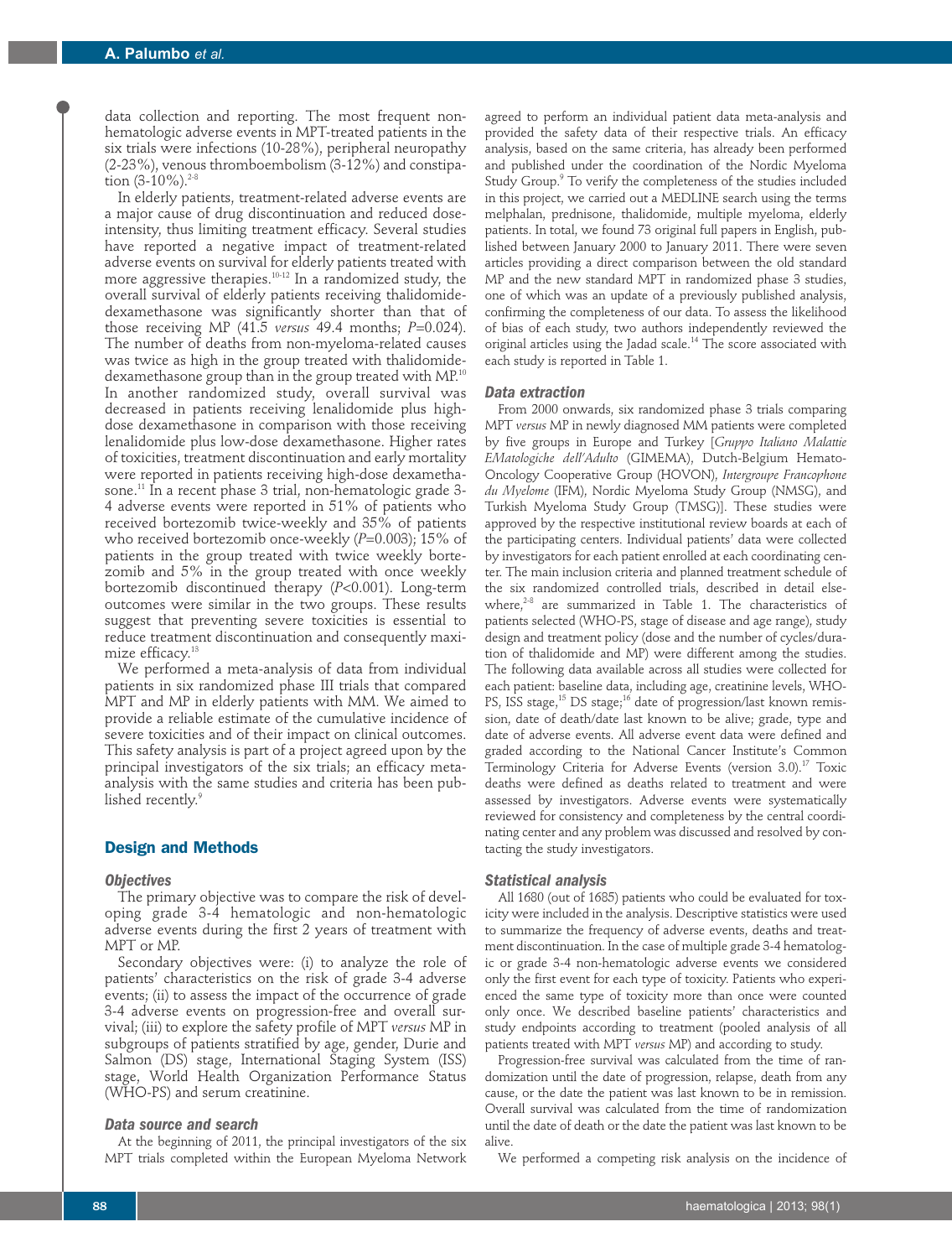data collection and reporting. The most frequent non-hematologic adverse events in MPT-treated patients in the six trials were infections (10-28%), peripheral neuropathy (2-23%), venous thromboembolism (3-12%) and constipation (3-10%).[2-8]

In elderly patients, treatment-related adverse events are a major cause of drug discontinuation and reduced dose-intensity, thus limiting treatment efficacy. Several studies have reported a negative impact of treatment-related adverse events on survival for elderly patients treated with more aggressive therapies.[10-12] In a randomized study, the overall survival of elderly patients receiving thalidomide-dexamethasone was significantly shorter than that of those receiving MP (41.5 *versus* 49.4 months; *P*=0.024). The number of deaths from non-myeloma-related causes was twice as high in the group treated with thalidomide-dexamethasone group than in the group treated with MP.[10] In another randomized study, overall survival was decreased in patients receiving lenalidomide plus high-dose dexamethasone in comparison with those receiving lenalidomide plus low-dose dexamethasone. Higher rates of toxicities, treatment discontinuation and early mortality were reported in patients receiving high-dose dexamethasone.[11] In a recent phase 3 trial, non-hematologic grade 3-4 adverse events were reported in 51% of patients who received bortezomib twice-weekly and 35% of patients who received bortezomib once-weekly (*P*=0.003); 15% of patients in the group treated with twice weekly bortezomib and 5% in the group treated with once weekly bortezomib discontinued therapy (*P*<0.001). Long-term outcomes were similar in the two groups. These results suggest that preventing severe toxicities is essential to reduce treatment discontinuation and consequently maximize efficacy.[13]

We performed a meta-analysis of data from individual patients in six randomized phase III trials that compared MPT and MP in elderly patients with MM. We aimed to provide a reliable estimate of the cumulative incidence of severe toxicities and of their impact on clinical outcomes. This safety analysis is part of a project agreed upon by the principal investigators of the six trials; an efficacy meta-analysis with the same studies and criteria has been published recently.[9]

## Design and Methods

### Objectives

The primary objective was to compare the risk of developing grade 3-4 hematologic and non-hematologic adverse events during the first 2 years of treatment with MPT or MP.

Secondary objectives were: (i) to analyze the role of patients' characteristics on the risk of grade 3-4 adverse events; (ii) to assess the impact of the occurrence of grade 3-4 adverse events on progression-free and overall survival; (iii) to explore the safety profile of MPT *versus* MP in subgroups of patients stratified by age, gender, Durie and Salmon (DS) stage, International Staging System (ISS) stage, World Health Organization Performance Status (WHO-PS) and serum creatinine.

### Data source and search

At the beginning of 2011, the principal investigators of the six MPT trials completed within the European Myeloma Network agreed to perform an individual patient data meta-analysis and provided the safety data of their respective trials. An efficacy analysis, based on the same criteria, has already been performed and published under the coordination of the Nordic Myeloma Study Group.[9] To verify the completeness of the studies included in this project, we carried out a MEDLINE search using the terms melphalan, prednisone, thalidomide, multiple myeloma, elderly patients. In total, we found 73 original full papers in English, published between January 2000 to January 2011. There were seven articles providing a direct comparison between the old standard MP and the new standard MPT in randomized phase 3 studies, one of which was an update of a previously published analysis, confirming the completeness of our data. To assess the likelihood of bias of each study, two authors independently reviewed the original articles using the Jadad scale.[14] The score associated with each study is reported in Table 1.

### Data extraction

From 2000 onwards, six randomized phase 3 trials comparing MPT *versus* MP in newly diagnosed MM patients were completed by five groups in Europe and Turkey [*Gruppo Italiano Malattie EMatologiche dell'Adulto* (GIMEMA), Dutch-Belgium Hemato-Oncology Cooperative Group (HOVON), *Intergroupe Francophone du Myelome* (IFM), Nordic Myeloma Study Group (NMSG), and Turkish Myeloma Study Group (TMSG)]. These studies were approved by the respective institutional review boards at each of the participating centers. Individual patients' data were collected by investigators for each patient enrolled at each coordinating center. The main inclusion criteria and planned treatment schedule of the six randomized controlled trials, described in detail elsewhere,[2-8] are summarized in Table 1. The characteristics of patients selected (WHO-PS, stage of disease and age range), study design and treatment policy (dose and the number of cycles/duration of thalidomide and MP) were different among the studies. The following data available across all studies were collected for each patient: baseline data, including age, creatinine levels, WHO-PS, ISS stage,[15] DS stage;[16] date of progression/last known remission, date of death/date last known to be alive; grade, type and date of adverse events. All adverse event data were defined and graded according to the National Cancer Institute's Common Terminology Criteria for Adverse Events (version 3.0).[17] Toxic deaths were defined as deaths related to treatment and were assessed by investigators. Adverse events were systematically reviewed for consistency and completeness by the central coordinating center and any problem was discussed and resolved by contacting the study investigators.

### Statistical analysis

All 1680 (out of 1685) patients who could be evaluated for toxicity were included in the analysis. Descriptive statistics were used to summarize the frequency of adverse events, deaths and treatment discontinuation. In the case of multiple grade 3-4 hematologic or grade 3-4 non-hematologic adverse events we considered only the first event for each type of toxicity. Patients who experienced the same type of toxicity more than once were counted only once. We described baseline patients' characteristics and study endpoints according to treatment (pooled analysis of all patients treated with MPT *versus* MP) and according to study.

Progression-free survival was calculated from the time of randomization until the date of progression, relapse, death from any cause, or the date the patient was last known to be in remission. Overall survival was calculated from the time of randomization until the date of death or the date the patient was last known to be alive.

We performed a competing risk analysis on the incidence of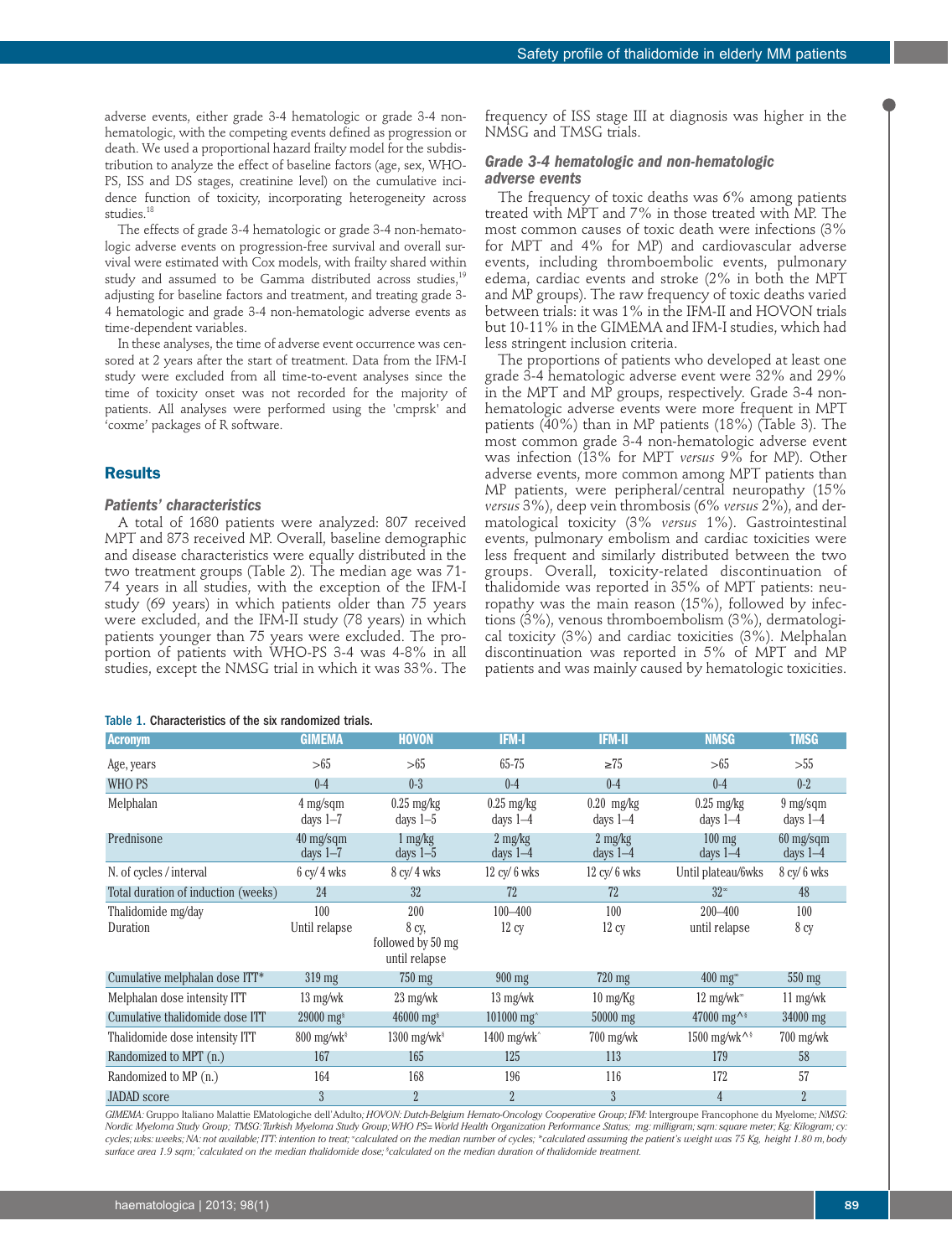adverse events, either grade 3-4 hematologic or grade 3-4 non-hematologic, with the competing events defined as progression or death. We used a proportional hazard frailty model for the subdistribution to analyze the effect of baseline factors (age, sex, WHO-PS, ISS and DS stages, creatinine level) on the cumulative incidence function of toxicity, incorporating heterogeneity across studies.[18]

The effects of grade 3-4 hematologic or grade 3-4 non-hematologic adverse events on progression-free survival and overall survival were estimated with Cox models, with frailty shared within study and assumed to be Gamma distributed across studies,[19] adjusting for baseline factors and treatment, and treating grade 3-4 hematologic and grade 3-4 non-hematologic adverse events as time-dependent variables.

In these analyses, the time of adverse event occurrence was censored at 2 years after the start of treatment. Data from the IFM-I study were excluded from all time-to-event analyses since the time of toxicity onset was not recorded for the majority of patients. All analyses were performed using the 'cmprsk' and 'coxme' packages of R software.

## Results

### Patients' characteristics

A total of 1680 patients were analyzed: 807 received MPT and 873 received MP. Overall, baseline demographic and disease characteristics were equally distributed in the two treatment groups (Table 2). The median age was 71-74 years in all studies, with the exception of the IFM-I study (69 years) in which patients older than 75 years were excluded, and the IFM-II study (78 years) in which patients younger than 75 years were excluded. The proportion of patients with WHO-PS 3-4 was 4-8% in all studies, except the NMSG trial in which it was 33%. The frequency of ISS stage III at diagnosis was higher in the NMSG and TMSG trials.

### Grade 3-4 hematologic and non-hematologic adverse events

The frequency of toxic deaths was 6% among patients treated with MPT and 7% in those treated with MP. The most common causes of toxic death were infections (3% for MPT and 4% for MP) and cardiovascular adverse events, including thromboembolic events, pulmonary edema, cardiac events and stroke (2% in both the MPT and MP groups). The raw frequency of toxic deaths varied between trials: it was 1% in the IFM-II and HOVON trials but 10-11% in the GIMEMA and IFM-I studies, which had less stringent inclusion criteria.

The proportions of patients who developed at least one grade 3-4 hematologic adverse event were 32% and 29% in the MPT and MP groups, respectively. Grade 3-4 non-hematologic adverse events were more frequent in MPT patients (40%) than in MP patients (18%) (Table 3). The most common grade 3-4 non-hematologic adverse event was infection (13% for MPT *versus* 9% for MP). Other adverse events, more common among MPT patients than MP patients, were peripheral/central neuropathy (15% *versus* 3%), deep vein thrombosis (6% *versus* 2%), and dermatological toxicity (3% *versus* 1%). Gastrointestinal events, pulmonary embolism and cardiac toxicities were less frequent and similarly distributed between the two groups. Overall, toxicity-related discontinuation of thalidomide was reported in 35% of MPT patients: neuropathy was the main reason (15%), followed by infections (3%), venous thromboembolism (3%), dermatological toxicity (3%) and cardiac toxicities (3%). Melphalan discontinuation was reported in 5% of MPT and MP patients and was mainly caused by hematologic toxicities.

Table 1. Characteristics of the six randomized trials.

| Acronym | GIMEMA | HOVON | IFM-I | IFM-II | NMSG | TMSG |
|---|---|---|---|---|---|---|
| Age, years | >65 | >65 | 65-75 | ≥75 | >65 | >55 |
| WHO PS | 0-4 | 0-3 | 0-4 | 0-4 | 0-4 | 0-2 |
| Melphalan | 4 mg/sqm days 1–7 | 0.25 mg/kg days 1–5 | 0.25 mg/kg days 1–4 | 0.20 mg/kg days 1–4 | 0.25 mg/kg days 1–4 | 9 mg/sqm days 1–4 |
| Prednisone | 40 mg/sqm days 1–7 | 1 mg/kg days 1–5 | 2 mg/kg days 1–4 | 2 mg/kg days 1–4 | 100 mg days 1–4 | 60 mg/sqm days 1–4 |
| N. of cycles / interval | 6 cy/ 4 wks | 8 cy/ 4 wks | 12 cy/ 6 wks | 12 cy/ 6 wks | Until plateau/6wks | 8 cy/ 6 wks |
| Total duration of induction (weeks) | 24 | 32 | 72 | 72 | 32° | 48 |
| Thalidomide mg/day<br>Duration | 100<br>Until relapse | 200<br>8 cy, followed by 50 mg until relapse | 100–400<br>12 cy | 100<br>12 cy | 200–400<br>until relapse | 100<br>8 cy |
| Cumulative melphalan dose ITT* | 319 mg | 750 mg | 900 mg | 720 mg | 400 mg° | 550 mg |
| Melphalan dose intensity ITT | 13 mg/wk | 23 mg/wk | 13 mg/wk | 10 mg/Kg | 12 mg/wk° | 11 mg/wk |
| Cumulative thalidomide dose ITT | 29000 mg$ | 46000 mg$ | 101000 mg^ | 50000 mg | 47000 mg^$ | 34000 mg |
| Thalidomide dose intensity ITT | 800 mg/wk$ | 1300 mg/wk$ | 1400 mg/wk^ | 700 mg/wk | 1500 mg/wk^$ | 700 mg/wk |
| Randomized to MPT (n.) | 167 | 165 | 125 | 113 | 179 | 58 |
| Randomized to MP (n.) | 164 | 168 | 196 | 116 | 172 | 57 |
| JADAD score | 3 | 2 | 2 | 3 | 4 | 2 |

*GIMEMA: Gruppo Italiano Malattie EMatologiche dell'Adulto; HOVON: Dutch-Belgium Hemato-Oncology Cooperative Group;* IFM: Intergroupe Francophone du Myelome*; NMSG: Nordic Myeloma Study Group; TMSG: Turkish Myeloma Study Group; WHO PS= World Health Organization Performance Status; mg: milligram; sqm: square meter; Kg: Kilogram; cy: cycles; wks: weeks; NA: not available; ITT: intention to treat; °calculated on the median number of cycles; *calculated assuming the patient's weight was 75 Kg, height 1.80 m, body surface area 1.9 sqm; ^calculated on the median thalidomide dose; $calculated on the median duration of thalidomide treatment.*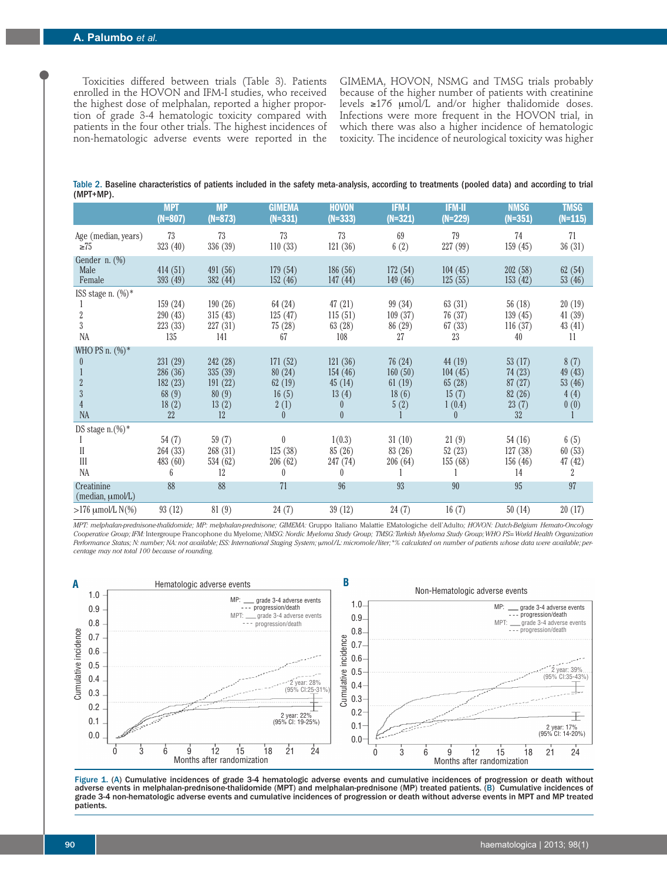Toxicities differed between trials (Table 3). Patients enrolled in the HOVON and IFM-I studies, who received the highest dose of melphalan, reported a higher proportion of grade 3-4 hematologic toxicity compared with patients in the four other trials. The highest incidences of non-hematologic adverse events were reported in the GIMEMA, HOVON, NSMG and TMSG trials probably because of the higher number of patients with creatinine levels ≥176 μmol/L and/or higher thalidomide doses. Infections were more frequent in the HOVON trial, in which there was also a higher incidence of hematologic toxicity. The incidence of neurological toxicity was higher

Table 2. **Baseline characteristics of patients included in the safety meta-analysis, according to treatments (pooled data) and according to trial (MPT+MP).**

| | MPT (N=807) | MP (N=873) | GIMEMA (N=331) | HOVON (N=333) | IFM-I (N=321) | IFM-II (N=229) | NMSG (N=351) | TMSG (N=115) |
|---|---|---|---|---|---|---|---|---|
| Age (median, years) | 73 | 73 | 73 | 73 | 69 | 79 | 74 | 71 |
| ≥75 | 323 (40) | 336 (39) | 110 (33) | 121 (36) | 6 (2) | 227 (99) | 159 (45) | 36 (31) |
| Gender n. (%) | | | | | | | | |
| Male | 414 (51) | 491 (56) | 179 (54) | 186 (56) | 172 (54) | 104 (45) | 202 (58) | 62 (54) |
| Female | 393 (49) | 382 (44) | 152 (46) | 147 (44) | 149 (46) | 125 (55) | 153 (42) | 53 (46) |
| ISS stage n. (%)* | | | | | | | | |
| 1 | 159 (24) | 190 (26) | 64 (24) | 47 (21) | 99 (34) | 63 (31) | 56 (18) | 20 (19) |
| 2 | 290 (43) | 315 (43) | 125 (47) | 115 (51) | 109 (37) | 76 (37) | 139 (45) | 41 (39) |
| 3 | 223 (33) | 227 (31) | 75 (28) | 63 (28) | 86 (29) | 67 (33) | 116 (37) | 43 (41) |
| NA | 135 | 141 | 67 | 108 | 27 | 23 | 40 | 11 |
| WHO PS n. (%)* | | | | | | | | |
| 0 | 231 (29) | 242 (28) | 171 (52) | 121 (36) | 76 (24) | 44 (19) | 53 (17) | 8 (7) |
| 1 | 286 (36) | 335 (39) | 80 (24) | 154 (46) | 160 (50) | 104 (45) | 74 (23) | 49 (43) |
| 2 | 182 (23) | 191 (22) | 62 (19) | 45 (14) | 61 (19) | 65 (28) | 87 (27) | 53 (46) |
| 3 | 68 (9) | 80 (9) | 16 (5) | 13 (4) | 18 (6) | 15 (7) | 82 (26) | 4 (4) |
| 4 | 18 (2) | 13 (2) | 2 (1) | 0 | 5 (2) | 1 (0.4) | 23 (7) | 0 (0) |
| NA | 22 | 12 | 0 | 0 | 1 | 0 | 32 | 1 |
| DS stage n.(%)* | | | | | | | | |
| I | 54 (7) | 59 (7) | 0 | 1(0.3) | 31 (10) | 21 (9) | 54 (16) | 6 (5) |
| II | 264 (33) | 268 (31) | 125 (38) | 85 (26) | 83 (26) | 52 (23) | 127 (38) | 60 (53) |
| III | 483 (60) | 534 (62) | 206 (62) | 247 (74) | 206 (64) | 155 (68) | 156 (46) | 47 (42) |
| NA | 6 | 12 | 0 | 0 | 1 | 1 | 14 | 2 |
| Creatinine (median, μmol/L) | 88 | 88 | 71 | 96 | 93 | 90 | 95 | 97 |
| >176 μmol/L N(%) | 93 (12) | 81 (9) | 24 (7) | 39 (12) | 24 (7) | 16 (7) | 50 (14) | 20 (17) |

*MPT: melphalan-prednisone-thalidomide; MP: melphalan-prednisone; GIMEMA: Gruppo Italiano Malattie EMatologiche dell'Adulto; HOVON: Dutch-Belgium Hemato-Oncology Cooperative Group; IFM: Intergroupe Francophone du Myelome; NMSG: Nordic Myeloma Study Group; TMSG: Turkish Myeloma Study Group; WHO PS= World Health Organization Performance Status; N: number; NA: not available; ISS: International Staging System; μmol/L: micromole/liter; *% calculated on number of patients whose data were available; percentage may not total 100 because of rounding.*

**Figure 1.** (A) **Cumulative incidences of grade 3-4 hematologic adverse events and cumulative incidences of progression or death without adverse events in melphalan-prednisone-thalidomide (MPT) and melphalan-prednisone (MP) treated patients.** (B) **Cumulative incidences of grade 3-4 non-hematologic adverse events and cumulative incidences of progression or death without adverse events in MPT and MP treated patients.**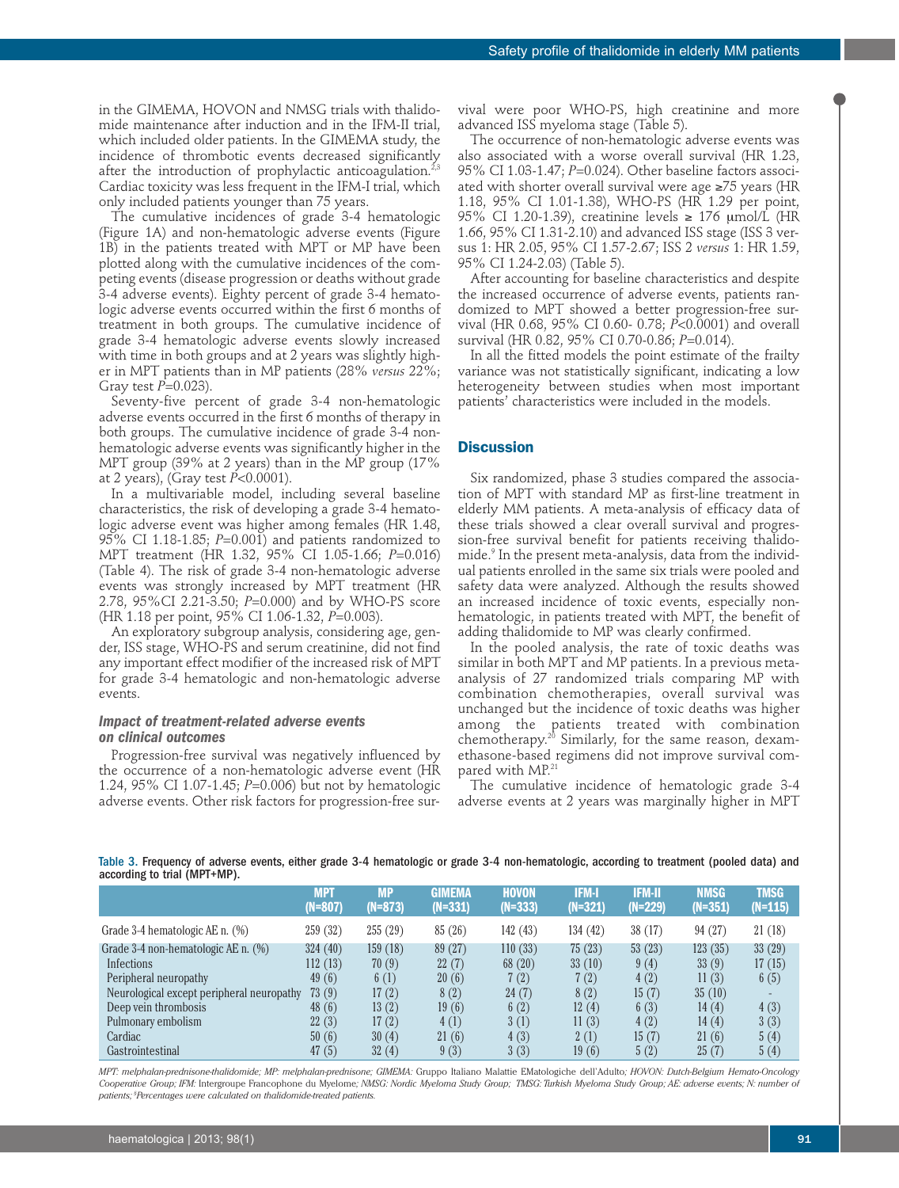in the GIMEMA, HOVON and NMSG trials with thalidomide maintenance after induction and in the IFM-II trial, which included older patients. In the GIMEMA study, the incidence of thrombotic events decreased significantly after the introduction of prophylactic anticoagulation.[2,3] Cardiac toxicity was less frequent in the IFM-I trial, which only included patients younger than 75 years.

The cumulative incidences of grade 3-4 hematologic (Figure 1A) and non-hematologic adverse events (Figure 1B) in the patients treated with MPT or MP have been plotted along with the cumulative incidences of the competing events (disease progression or deaths without grade 3-4 adverse events). Eighty percent of grade 3-4 hematologic adverse events occurred within the first 6 months of treatment in both groups. The cumulative incidence of grade 3-4 hematologic adverse events slowly increased with time in both groups and at 2 years was slightly higher in MPT patients than in MP patients (28% *versus* 22%; Gray test $P$=0.023).

Seventy-five percent of grade 3-4 non-hematologic adverse events occurred in the first 6 months of therapy in both groups. The cumulative incidence of grade 3-4 non-hematologic adverse events was significantly higher in the MPT group (39% at 2 years) than in the MP group (17% at 2 years), (Gray test $P$<0.0001).

In a multivariable model, including several baseline characteristics, the risk of developing a grade 3-4 hematologic adverse event was higher among females (HR 1.48, 95% CI 1.18-1.85; $P$=0.001) and patients randomized to MPT treatment (HR 1.32, 95% CI 1.05-1.66; $P$=0.016) (Table 4). The risk of grade 3-4 non-hematologic adverse events was strongly increased by MPT treatment (HR 2.78, 95%CI 2.21-3.50; $P$=0.000) and by WHO-PS score (HR 1.18 per point, 95% CI 1.06-1.32, $P$=0.003).

An exploratory subgroup analysis, considering age, gender, ISS stage, WHO-PS and serum creatinine, did not find any important effect modifier of the increased risk of MPT for grade 3-4 hematologic and non-hematologic adverse events.

### *Impact of treatment-related adverse events on clinical outcomes*

Progression-free survival was negatively influenced by the occurrence of a non-hematologic adverse event (HR 1.24, 95% CI 1.07-1.45; $P$=0.006) but not by hematologic adverse events. Other risk factors for progression-free survival were poor WHO-PS, high creatinine and more advanced ISS myeloma stage (Table 5).

The occurrence of non-hematologic adverse events was also associated with a worse overall survival (HR 1.23, 95% CI 1.03-1.47; $P$=0.024). Other baseline factors associated with shorter overall survival were age ≥75 years (HR 1.18, 95% CI 1.01-1.38), WHO-PS (HR 1.29 per point, 95% CI 1.20-1.39), creatinine levels ≥ 176 μmol/L (HR 1.66, 95% CI 1.31-2.10) and advanced ISS stage (ISS 3 versus 1: HR 2.05, 95% CI 1.57-2.67; ISS 2 *versus* 1: HR 1.59, 95% CI 1.24-2.03) (Table 5).

After accounting for baseline characteristics and despite the increased occurrence of adverse events, patients randomized to MPT showed a better progression-free survival (HR 0.68, 95% CI 0.60- 0.78; $P$<0.0001) and overall survival (HR 0.82, 95% CI 0.70-0.86; $P$=0.014).

In all the fitted models the point estimate of the frailty variance was not statistically significant, indicating a low heterogeneity between studies when most important patients' characteristics were included in the models.

## Discussion

Six randomized, phase 3 studies compared the association of MPT with standard MP as first-line treatment in elderly MM patients. A meta-analysis of efficacy data of these trials showed a clear overall survival and progression-free survival benefit for patients receiving thalidomide.[9] In the present meta-analysis, data from the individual patients enrolled in the same six trials were pooled and safety data were analyzed. Although the results showed an increased incidence of toxic events, especially non-hematologic, in patients treated with MPT, the benefit of adding thalidomide to MP was clearly confirmed.

In the pooled analysis, the rate of toxic deaths was similar in both MPT and MP patients. In a previous meta-analysis of 27 randomized trials comparing MP with combination chemotherapies, overall survival was unchanged but the incidence of toxic deaths was higher among the patients treated with combination chemotherapy.[20] Similarly, for the same reason, dexamethasone-based regimens did not improve survival compared with MP.[21]

The cumulative incidence of hematologic grade 3-4 adverse events at 2 years was marginally higher in MPT

**Table 3. Frequency of adverse events, either grade 3-4 hematologic or grade 3-4 non-hematologic, according to treatment (pooled data) and according to trial (MPT+MP).**

| | MPT (N=807) | MP (N=873) | GIMEMA (N=331) | HOVON (N=333) | IFM-I (N=321) | IFM-II (N=229) | NMSG (N=351) | TMSG (N=115) |
|---|---|---|---|---|---|---|---|---|
| Grade 3-4 hematologic AE n. (%) | 259 (32) | 255 (29) | 85 (26) | 142 (43) | 134 (42) | 38 (17) | 94 (27) | 21 (18) |
| Grade 3-4 non-hematologic AE n. (%) | 324 (40) | 159 (18) | 89 (27) | 110 (33) | 75 (23) | 53 (23) | 123 (35) | 33 (29) |
| Infections | 112 (13) | 70 (9) | 22 (7) | 68 (20) | 33 (10) | 9 (4) | 33 (9) | 17 (15) |
| Peripheral neuropathy | 49 (6) | 6 (1) | 20 (6) | 7 (2) | 7 (2) | 4 (2) | 11 (3) | 6 (5) |
| Neurological except peripheral neuropathy | 73 (9) | 17 (2) | 8 (2) | 24 (7) | 8 (2) | 15 (7) | 35 (10) | - |
| Deep vein thrombosis | 48 (6) | 13 (2) | 19 (6) | 6 (2) | 12 (4) | 6 (3) | 14 (4) | 4 (3) |
| Pulmonary embolism | 22 (3) | 17 (2) | 4 (1) | 3 (1) | 11 (3) | 4 (2) | 14 (4) | 3 (3) |
| Cardiac | 50 (6) | 30 (4) | 21 (6) | 4 (3) | 2 (1) | 15 (7) | 21 (6) | 5 (4) |
| Gastrointestinal | 47 (5) | 32 (4) | 9 (3) | 3 (3) | 19 (6) | 5 (2) | 25 (7) | 5 (4) |

*MPT: melphalan-prednisone-thalidomide; MP: melphalan-prednisone; GIMEMA: Gruppo Italiano Malattie EMatologiche dell'Adulto; HOVON: Dutch-Belgium Hemato-Oncology Cooperative Group; IFM: Intergroupe Francophone du Myelome; NMSG: Nordic Myeloma Study Group; TMSG: Turkish Myeloma Study Group; AE: adverse events; N: number of patients; [§]Percentages were calculated on thalidomide-treated patients.*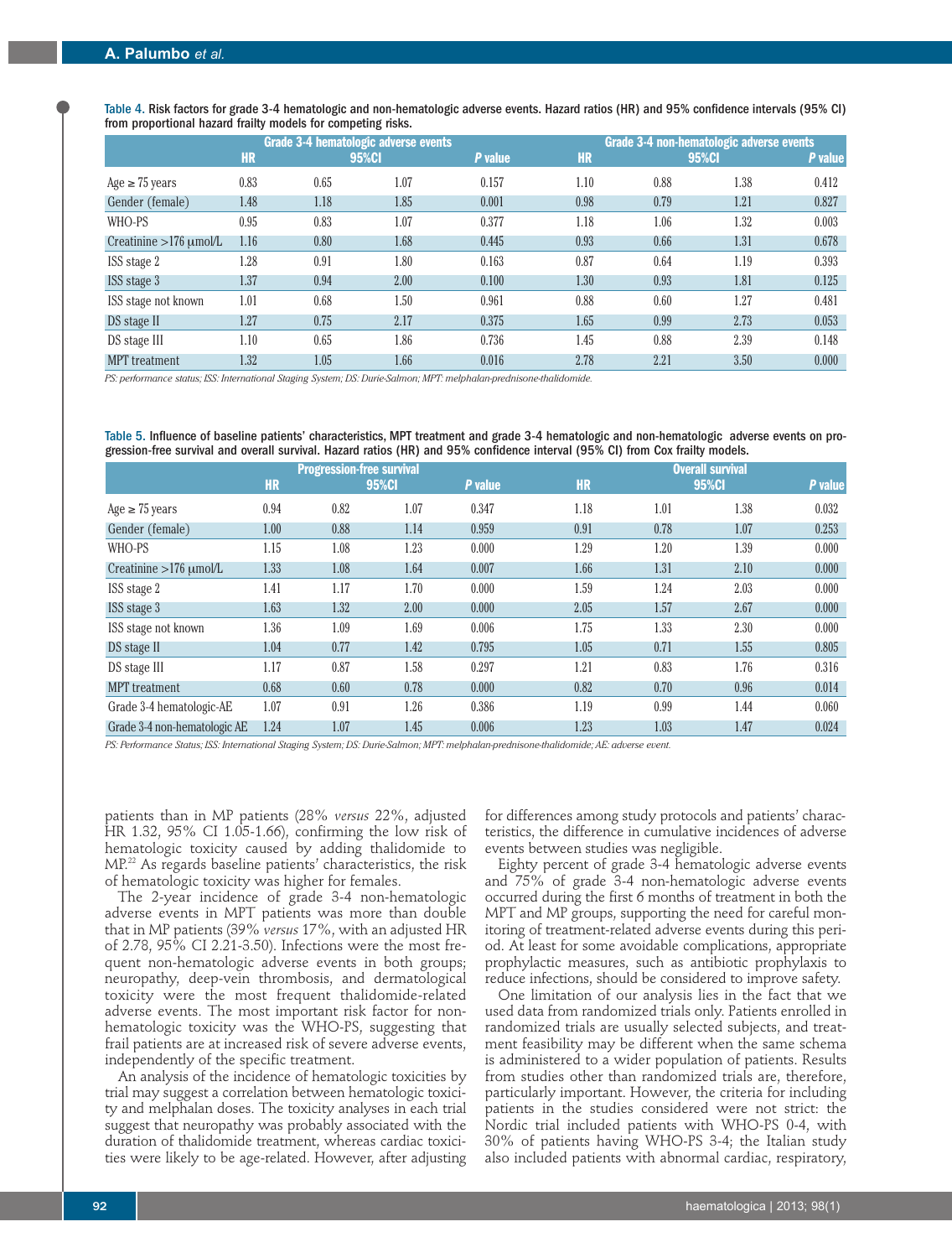Table 4. Risk factors for grade 3-4 hematologic and non-hematologic adverse events. Hazard ratios (HR) and 95% confidence intervals (95% CI) from proportional hazard frailty models for competing risks.

| | Grade 3-4 hematologic adverse events | | | | Grade 3-4 non-hematologic adverse events | | | |
|---|---|---|---|---|---|---|---|---|
| | HR | 95%CI | | *P* value | HR | 95%CI | | *P* value |
| Age ≥ 75 years | 0.83 | 0.65 | 1.07 | 0.157 | 1.10 | 0.88 | 1.38 | 0.412 |
| Gender (female) | 1.48 | 1.18 | 1.85 | 0.001 | 0.98 | 0.79 | 1.21 | 0.827 |
| WHO-PS | 0.95 | 0.83 | 1.07 | 0.377 | 1.18 | 1.06 | 1.32 | 0.003 |
| Creatinine >176 µmol/L | 1.16 | 0.80 | 1.68 | 0.445 | 0.93 | 0.66 | 1.31 | 0.678 |
| ISS stage 2 | 1.28 | 0.91 | 1.80 | 0.163 | 0.87 | 0.64 | 1.19 | 0.393 |
| ISS stage 3 | 1.37 | 0.94 | 2.00 | 0.100 | 1.30 | 0.93 | 1.81 | 0.125 |
| ISS stage not known | 1.01 | 0.68 | 1.50 | 0.961 | 0.88 | 0.60 | 1.27 | 0.481 |
| DS stage II | 1.27 | 0.75 | 2.17 | 0.375 | 1.65 | 0.99 | 2.73 | 0.053 |
| DS stage III | 1.10 | 0.65 | 1.86 | 0.736 | 1.45 | 0.88 | 2.39 | 0.148 |
| MPT treatment | 1.32 | 1.05 | 1.66 | 0.016 | 2.78 | 2.21 | 3.50 | 0.000 |

*PS: performance status; ISS: International Staging System; DS: Durie-Salmon; MPT: melphalan-prednisone-thalidomide.*

Table 5. Influence of baseline patients' characteristics, MPT treatment and grade 3-4 hematologic and non-hematologic adverse events on progression-free survival and overall survival. Hazard ratios (HR) and 95% confidence interval (95% CI) from Cox frailty models.

| | Progression-free survival | | | | Overall survival | | | |
|---|---|---|---|---|---|---|---|---|
| | HR | 95%CI | | *P* value | HR | 95%CI | | *P* value |
| Age ≥ 75 years | 0.94 | 0.82 | 1.07 | 0.347 | 1.18 | 1.01 | 1.38 | 0.032 |
| Gender (female) | 1.00 | 0.88 | 1.14 | 0.959 | 0.91 | 0.78 | 1.07 | 0.253 |
| WHO-PS | 1.15 | 1.08 | 1.23 | 0.000 | 1.29 | 1.20 | 1.39 | 0.000 |
| Creatinine >176 µmol/L | 1.33 | 1.08 | 1.64 | 0.007 | 1.66 | 1.31 | 2.10 | 0.000 |
| ISS stage 2 | 1.41 | 1.17 | 1.70 | 0.000 | 1.59 | 1.24 | 2.03 | 0.000 |
| ISS stage 3 | 1.63 | 1.32 | 2.00 | 0.000 | 2.05 | 1.57 | 2.67 | 0.000 |
| ISS stage not known | 1.36 | 1.09 | 1.69 | 0.006 | 1.75 | 1.33 | 2.30 | 0.000 |
| DS stage II | 1.04 | 0.77 | 1.42 | 0.795 | 1.05 | 0.71 | 1.55 | 0.805 |
| DS stage III | 1.17 | 0.87 | 1.58 | 0.297 | 1.21 | 0.83 | 1.76 | 0.316 |
| MPT treatment | 0.68 | 0.60 | 0.78 | 0.000 | 0.82 | 0.70 | 0.96 | 0.014 |
| Grade 3-4 hematologic-AE | 1.07 | 0.91 | 1.26 | 0.386 | 1.19 | 0.99 | 1.44 | 0.060 |
| Grade 3-4 non-hematologic AE | 1.24 | 1.07 | 1.45 | 0.006 | 1.23 | 1.03 | 1.47 | 0.024 |

*PS: Performance Status; ISS: International Staging System; DS: Durie-Salmon; MPT: melphalan-prednisone-thalidomide; AE: adverse event.*

patients than in MP patients (28% *versus* 22%, adjusted HR 1.32, 95% CI 1.05-1.66), confirming the low risk of hematologic toxicity caused by adding thalidomide to MP.[22] As regards baseline patients' characteristics, the risk of hematologic toxicity was higher for females.

The 2-year incidence of grade 3-4 non-hematologic adverse events in MPT patients was more than double that in MP patients (39% *versus* 17%, with an adjusted HR of 2.78, 95% CI 2.21-3.50). Infections were the most frequent non-hematologic adverse events in both groups; neuropathy, deep-vein thrombosis, and dermatological toxicity were the most frequent thalidomide-related adverse events. The most important risk factor for non-hematologic toxicity was the WHO-PS, suggesting that frail patients are at increased risk of severe adverse events, independently of the specific treatment.

An analysis of the incidence of hematologic toxicities by trial may suggest a correlation between hematologic toxicity and melphalan doses. The toxicity analyses in each trial suggest that neuropathy was probably associated with the duration of thalidomide treatment, whereas cardiac toxicities were likely to be age-related. However, after adjusting for differences among study protocols and patients' characteristics, the difference in cumulative incidences of adverse events between studies was negligible.

Eighty percent of grade 3-4 hematologic adverse events and 75% of grade 3-4 non-hematologic adverse events occurred during the first 6 months of treatment in both the MPT and MP groups, supporting the need for careful monitoring of treatment-related adverse events during this period. At least for some avoidable complications, appropriate prophylactic measures, such as antibiotic prophylaxis to reduce infections, should be considered to improve safety.

One limitation of our analysis lies in the fact that we used data from randomized trials only. Patients enrolled in randomized trials are usually selected subjects, and treatment feasibility may be different when the same schema is administered to a wider population of patients. Results from studies other than randomized trials are, therefore, particularly important. However, the criteria for including patients in the studies considered were not strict: the Nordic trial included patients with WHO-PS 0-4, with 30% of patients having WHO-PS 3-4; the Italian study also included patients with abnormal cardiac, respiratory,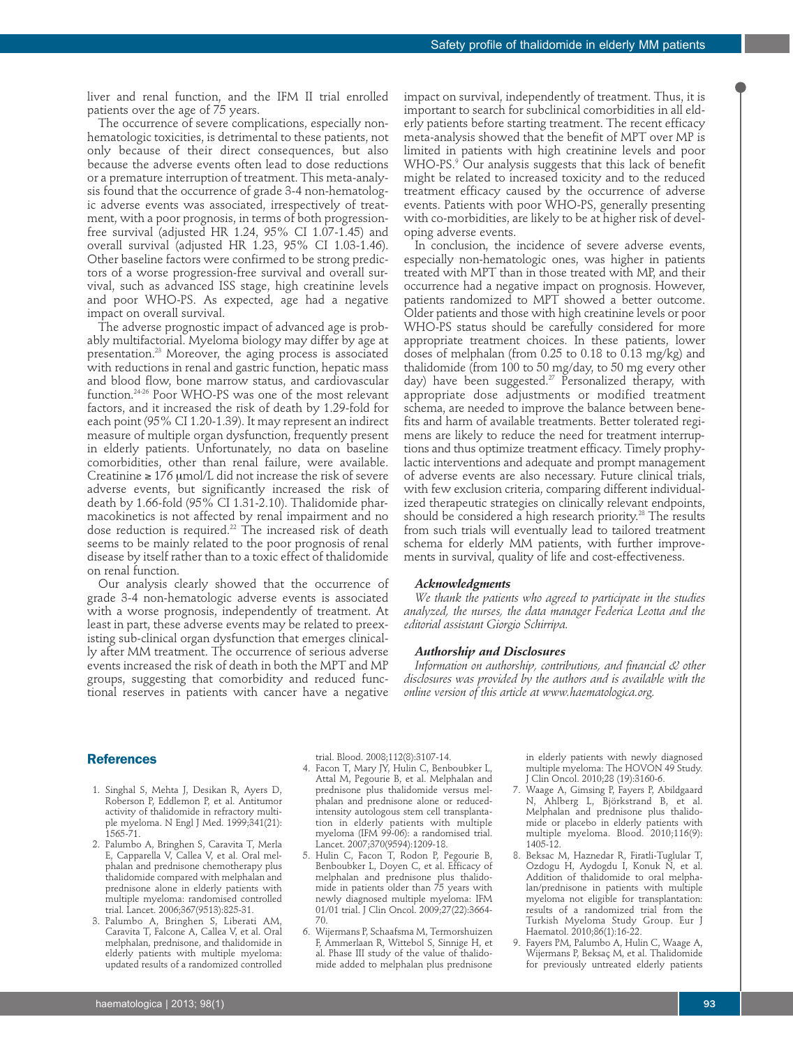liver and renal function, and the IFM II trial enrolled patients over the age of 75 years.

The occurrence of severe complications, especially non-hematologic toxicities, is detrimental to these patients, not only because of their direct consequences, but also because the adverse events often lead to dose reductions or a premature interruption of treatment. This meta-analysis found that the occurrence of grade 3-4 non-hematologic adverse events was associated, irrespectively of treatment, with a poor prognosis, in terms of both progression-free survival (adjusted HR 1.24, 95% CI 1.07-1.45) and overall survival (adjusted HR 1.23, 95% CI 1.03-1.46). Other baseline factors were confirmed to be strong predictors of a worse progression-free survival and overall survival, such as advanced ISS stage, high creatinine levels and poor WHO-PS. As expected, age had a negative impact on overall survival.

The adverse prognostic impact of advanced age is probably multifactorial. Myeloma biology may differ by age at presentation.[23] Moreover, the aging process is associated with reductions in renal and gastric function, hepatic mass and blood flow, bone marrow status, and cardiovascular function.[24-26] Poor WHO-PS was one of the most relevant factors, and it increased the risk of death by 1.29-fold for each point (95% CI 1.20-1.39). It may represent an indirect measure of multiple organ dysfunction, frequently present in elderly patients. Unfortunately, no data on baseline comorbidities, other than renal failure, were available. Creatinine ≥ 176 μmol/L did not increase the risk of severe adverse events, but significantly increased the risk of death by 1.66-fold (95% CI 1.31-2.10). Thalidomide pharmacokinetics is not affected by renal impairment and no dose reduction is required.[22] The increased risk of death seems to be mainly related to the poor prognosis of renal disease by itself rather than to a toxic effect of thalidomide on renal function.

Our analysis clearly showed that the occurrence of grade 3-4 non-hematologic adverse events is associated with a worse prognosis, independently of treatment. At least in part, these adverse events may be related to preexisting sub-clinical organ dysfunction that emerges clinically after MM treatment. The occurrence of serious adverse events increased the risk of death in both the MPT and MP groups, suggesting that comorbidity and reduced functional reserves in patients with cancer have a negative impact on survival, independently of treatment. Thus, it is important to search for subclinical comorbidities in all elderly patients before starting treatment. The recent efficacy meta-analysis showed that the benefit of MPT over MP is limited in patients with high creatinine levels and poor WHO-PS.[9] Our analysis suggests that this lack of benefit might be related to increased toxicity and to the reduced treatment efficacy caused by the occurrence of adverse events. Patients with poor WHO-PS, generally presenting with co-morbidities, are likely to be at higher risk of developing adverse events.

In conclusion, the incidence of severe adverse events, especially non-hematologic ones, was higher in patients treated with MPT than in those treated with MP, and their occurrence had a negative impact on prognosis. However, patients randomized to MPT showed a better outcome. Older patients and those with high creatinine levels or poor WHO-PS status should be carefully considered for more appropriate treatment choices. In these patients, lower doses of melphalan (from 0.25 to 0.18 to 0.13 mg/kg) and thalidomide (from 100 to 50 mg/day, to 50 mg every other day) have been suggested.[27] Personalized therapy, with appropriate dose adjustments or modified treatment schema, are needed to improve the balance between benefits and harm of available treatments. Better tolerated regimens are likely to reduce the need for treatment interruptions and thus optimize treatment efficacy. Timely prophylactic interventions and adequate and prompt management of adverse events are also necessary. Future clinical trials, with few exclusion criteria, comparing different individualized therapeutic strategies on clinically relevant endpoints, should be considered a high research priority.[28] The results from such trials will eventually lead to tailored treatment schema for elderly MM patients, with further improvements in survival, quality of life and cost-effectiveness.

### Acknowledgments

*We thank the patients who agreed to participate in the studies analyzed, the nurses, the data manager Federica Leotta and the editorial assistant Giorgio Schirripa.*

### Authorship and Disclosures

*Information on authorship, contributions, and financial & other disclosures was provided by the authors and is available with the online version of this article at www.haematologica.org.*

## References

1. Singhal S, Mehta J, Desikan R, Ayers D, Roberson P, Eddlemon P, et al. Antitumor activity of thalidomide in refractory multiple myeloma. N Engl J Med. 1999;341(21):1565-71.
2. Palumbo A, Bringhen S, Caravita T, Merla E, Capparella V, Callea V, et al. Oral melphalan and prednisone chemotherapy plus thalidomide compared with melphalan and prednisone alone in elderly patients with multiple myeloma: randomised controlled trial. Lancet. 2006;367(9513):825-31.
3. Palumbo A, Bringhen S, Liberati AM, Caravita T, Falcone A, Callea V, et al. Oral melphalan, prednisone, and thalidomide in elderly patients with multiple myeloma: updated results of a randomized controlled trial. Blood. 2008;112(8):3107-14.
4. Facon T, Mary JY, Hulin C, Benboubker L, Attal M, Pegourie B, et al. Melphalan and prednisone plus thalidomide versus melphalan and prednisone alone or reduced-intensity autologous stem cell transplantation in elderly patients with multiple myeloma (IFM 99-06): a randomised trial. Lancet. 2007;370(9594):1209-18.
5. Hulin C, Facon T, Rodon P, Pegourie B, Benboubker L, Doyen C, et al. Efficacy of melphalan and prednisone plus thalidomide in patients older than 75 years with newly diagnosed multiple myeloma: IFM 01/01 trial. J Clin Oncol. 2009;27(22):3664-70.
6. Wijermans P, Schaafsma M, Termorshuizen F, Ammerlaan R, Wittebol S, Sinnige H, et al. Phase III study of the value of thalidomide added to melphalan plus prednisone in elderly patients with newly diagnosed multiple myeloma: The HOVON 49 Study. J Clin Oncol. 2010;28 (19):3160-6.
7. Waage A, Gimsing P, Fayers P, Abildgaard N, Ahlberg L, Björkstrand B, et al. Melphalan and prednisone plus thalidomide or placebo in elderly patients with multiple myeloma. Blood. 2010;116(9):1405-12.
8. Beksac M, Haznedar R, Firatli-Tuglular T, Ozdogu H, Aydogdu I, Konuk N, et al. Addition of thalidomide to oral melphalan/prednisone in patients with multiple myeloma not eligible for transplantation: results of a randomized trial from the Turkish Myeloma Study Group. Eur J Haematol. 2010;86(1):16-22.
9. Fayers PM, Palumbo A, Hulin C, Waage A, Wijermans P, Beksaç M, et al. Thalidomide for previously untreated elderly patients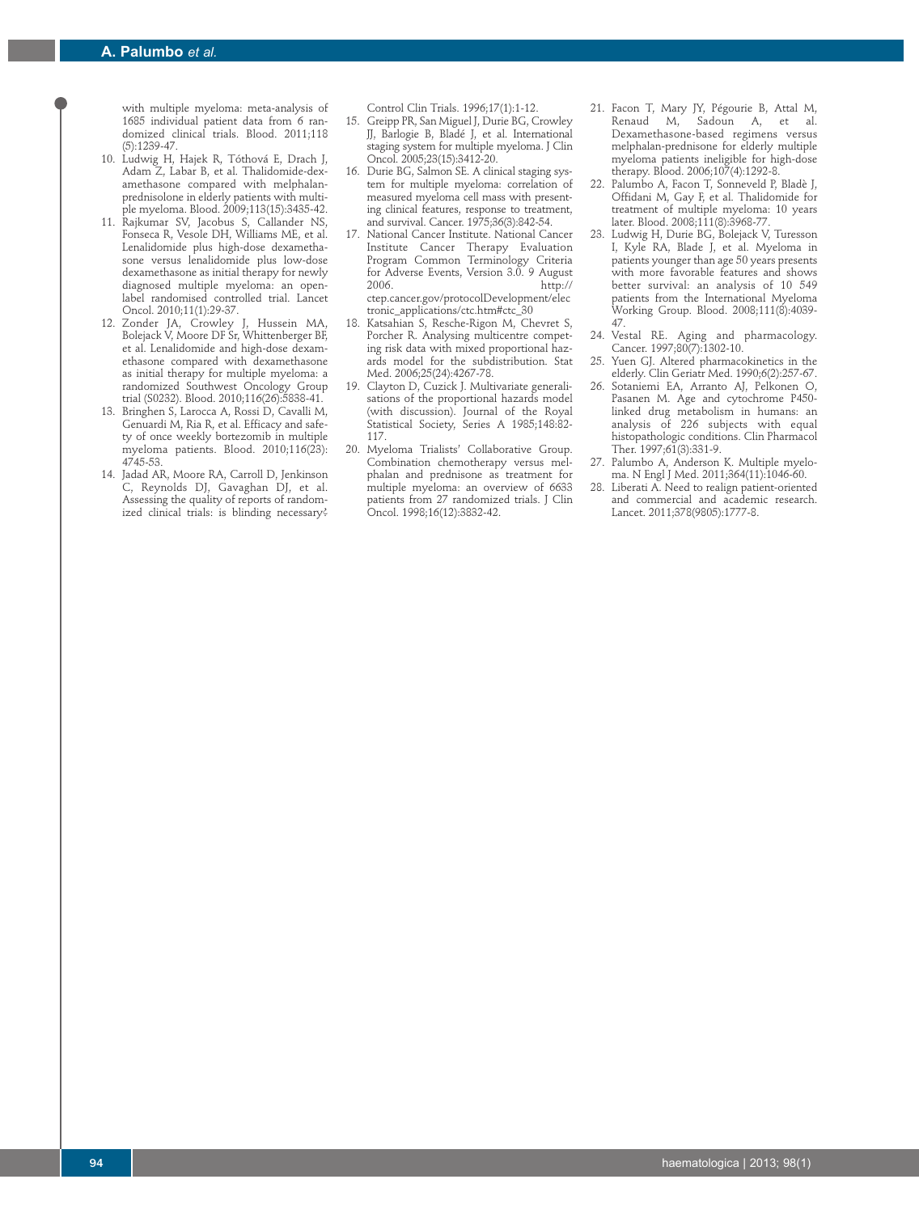with multiple myeloma: meta-analysis of 1685 individual patient data from 6 randomized clinical trials. Blood. 2011;118(5):1239-47.

10. Ludwig H, Hajek R, Tóthová E, Drach J, Adam Z, Labar B, et al. Thalidomide-dexamethasone compared with melphalan-prednisolone in elderly patients with multiple myeloma. Blood. 2009;113(15):3435-42.
11. Rajkumar SV, Jacobus S, Callander NS, Fonseca R, Vesole DH, Williams ME, et al. Lenalidomide plus high-dose dexamethasone versus lenalidomide plus low-dose dexamethasone as initial therapy for newly diagnosed multiple myeloma: an open-label randomised controlled trial. Lancet Oncol. 2010;11(1):29-37.
12. Zonder JA, Crowley J, Hussein MA, Bolejack V, Moore DF Sr, Whittenberger BF, et al. Lenalidomide and high-dose dexamethasone compared with dexamethasone as initial therapy for multiple myeloma: a randomized Southwest Oncology Group trial (S0232). Blood. 2010;116(26):5838-41.
13. Bringhen S, Larocca A, Rossi D, Cavalli M, Genuardi M, Ria R, et al. Efficacy and safety of once weekly bortezomib in multiple myeloma patients. Blood. 2010;116(23):4745-53.
14. Jadad AR, Moore RA, Carroll D, Jenkinson C, Reynolds DJ, Gavaghan DJ, et al. Assessing the quality of reports of randomized clinical trials: is blinding necessary? Control Clin Trials. 1996;17(1):1-12.
15. Greipp PR, San Miguel J, Durie BG, Crowley JJ, Barlogie B, Bladé J, et al. International staging system for multiple myeloma. J Clin Oncol. 2005;23(15):3412-20.
16. Durie BG, Salmon SE. A clinical staging system for multiple myeloma: correlation of measured myeloma cell mass with presenting clinical features, response to treatment, and survival. Cancer. 1975;36(3):842-54.
17. National Cancer Institute. National Cancer Institute Cancer Therapy Evaluation Program Common Terminology Criteria for Adverse Events, Version 3.0. 9 August 2006. http://ctep.cancer.gov/protocolDevelopment/electronic_applications/ctc.htm#ctc_30
18. Katsahian S, Resche-Rigon M, Chevret S, Porcher R. Analysing multicentre competing risk data with mixed proportional hazards model for the subdistribution. Stat Med. 2006;25(24):4267-78.
19. Clayton D, Cuzick J. Multivariate generalisations of the proportional hazards model (with discussion). Journal of the Royal Statistical Society, Series A 1985;148:82-117.
20. Myeloma Trialists' Collaborative Group. Combination chemotherapy versus melphalan and prednisone as treatment for multiple myeloma: an overview of 6633 patients from 27 randomized trials. J Clin Oncol. 1998;16(12):3832-42.
21. Facon T, Mary JY, Pégourie B, Attal M, Renaud M, Sadoun A, et al. Dexamethasone-based regimens versus melphalan-prednisone for elderly multiple myeloma patients ineligible for high-dose therapy. Blood. 2006;107(4):1292-8.
22. Palumbo A, Facon T, Sonneveld P, Bladè J, Offidani M, Gay F, et al. Thalidomide for treatment of multiple myeloma: 10 years later. Blood. 2008;111(8):3968-77.
23. Ludwig H, Durie BG, Bolejack V, Turesson I, Kyle RA, Blade J, et al. Myeloma in patients younger than age 50 years presents with more favorable features and shows better survival: an analysis of 10 549 patients from the International Myeloma Working Group. Blood. 2008;111(8):4039-47.
24. Vestal RE. Aging and pharmacology. Cancer. 1997;80(7):1302-10.
25. Yuen GJ. Altered pharmacokinetics in the elderly. Clin Geriatr Med. 1990;6(2):257-67.
26. Sotaniemi EA, Arranto AJ, Pelkonen O, Pasanen M. Age and cytochrome P450-linked drug metabolism in humans: an analysis of 226 subjects with equal histopathologic conditions. Clin Pharmacol Ther. 1997;61(3):331-9.
27. Palumbo A, Anderson K. Multiple myeloma. N Engl J Med. 2011;364(11):1046-60.
28. Liberati A. Need to realign patient-oriented and commercial and academic research. Lancet. 2011;378(9805):1777-8.